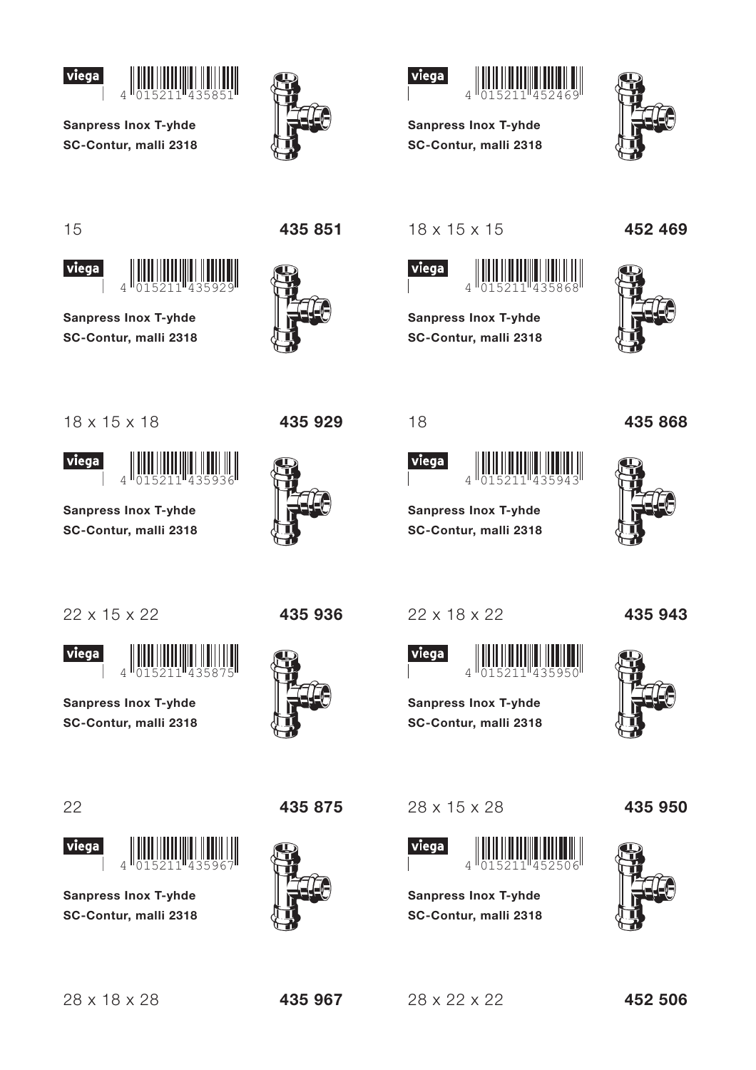viega 4 015211 435851

**Sanpress Inox T-yhde**
**SC-Contur, malli 2318**

15 **435 851**

viega 4 015211 452469

**Sanpress Inox T-yhde**
**SC-Contur, malli 2318**

18 x 15 x 15 **452 469**

viega 4 015211 435929

**Sanpress Inox T-yhde**
**SC-Contur, malli 2318**

18 x 15 x 18 **435 929**

viega 4 015211 435868

**Sanpress Inox T-yhde**
**SC-Contur, malli 2318**

18 **435 868**

viega 4 015211 435936

**Sanpress Inox T-yhde**
**SC-Contur, malli 2318**

22 x 15 x 22 **435 936**

viega 4 015211 435943

**Sanpress Inox T-yhde**
**SC-Contur, malli 2318**

22 x 18 x 22 **435 943**

viega 4 015211 435875

**Sanpress Inox T-yhde**
**SC-Contur, malli 2318**

22 **435 875**

viega 4 015211 435950

**Sanpress Inox T-yhde**
**SC-Contur, malli 2318**

28 x 15 x 28 **435 950**

viega 4 015211 435967

**Sanpress Inox T-yhde**
**SC-Contur, malli 2318**

28 x 18 x 28 **435 967**

viega 4 015211 452506

**Sanpress Inox T-yhde**
**SC-Contur, malli 2318**

28 x 22 x 22 **452 506**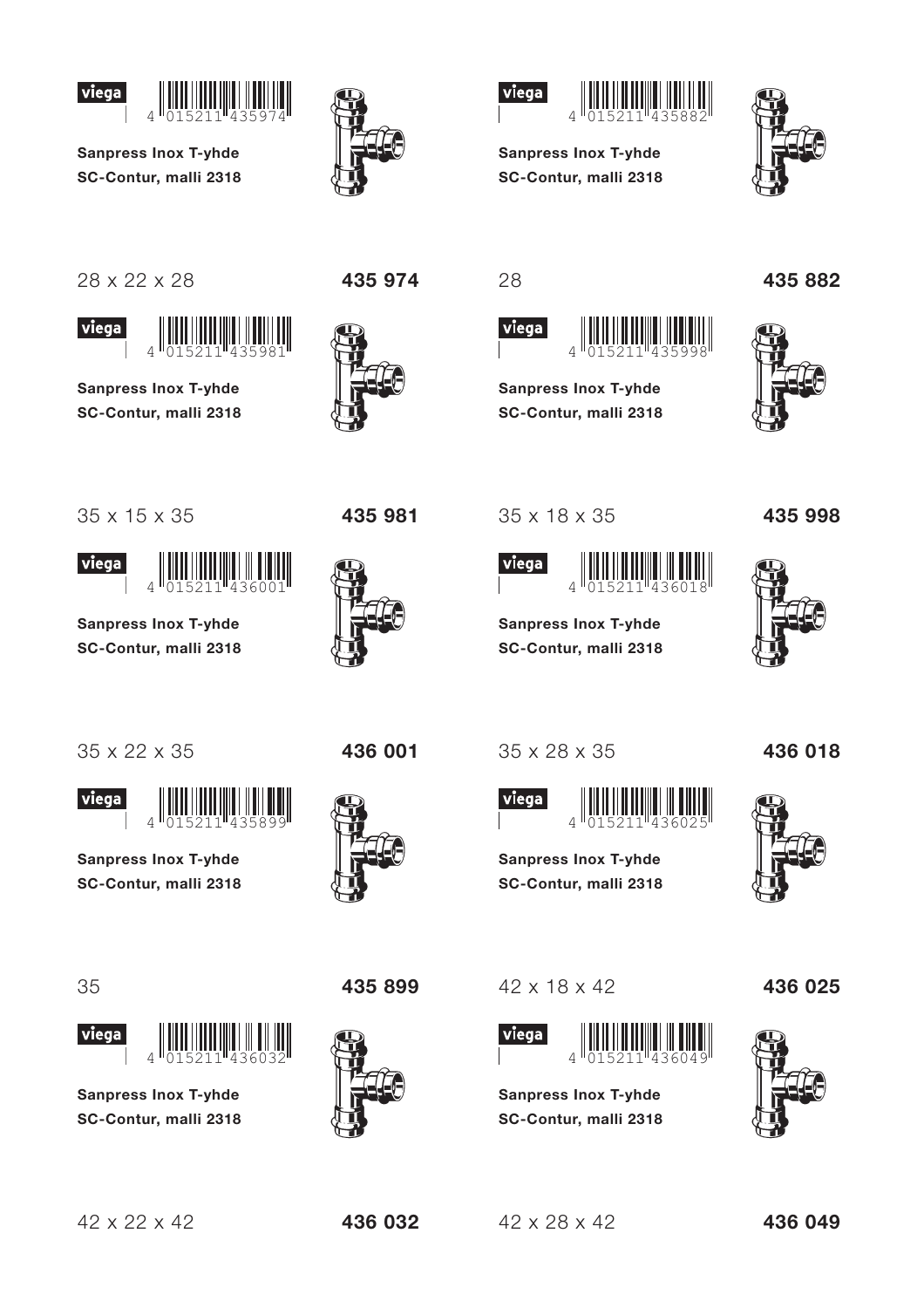4 015211 435974

**Sanpress Inox T-yhde**
**SC-Contur, malli 2318**

28 x 22 x 28 **435 974**

4 015211 435882

**Sanpress Inox T-yhde**
**SC-Contur, malli 2318**

28 **435 882**

4 015211 435981

**Sanpress Inox T-yhde**
**SC-Contur, malli 2318**

35 x 15 x 35 **435 981**

4 015211 435998

**Sanpress Inox T-yhde**
**SC-Contur, malli 2318**

35 x 18 x 35 **435 998**

4 015211 436001

**Sanpress Inox T-yhde**
**SC-Contur, malli 2318**

35 x 22 x 35 **436 001**

4 015211 436018

**Sanpress Inox T-yhde**
**SC-Contur, malli 2318**

35 x 28 x 35 **436 018**

4 015211 435899

**Sanpress Inox T-yhde**
**SC-Contur, malli 2318**

35 **435 899**

4 015211 436025

**Sanpress Inox T-yhde**
**SC-Contur, malli 2318**

42 x 18 x 42 **436 025**

4 015211 436032

**Sanpress Inox T-yhde**
**SC-Contur, malli 2318**

42 x 22 x 42 **436 032**

4 015211 436049

**Sanpress Inox T-yhde**
**SC-Contur, malli 2318**

42 x 28 x 42 **436 049**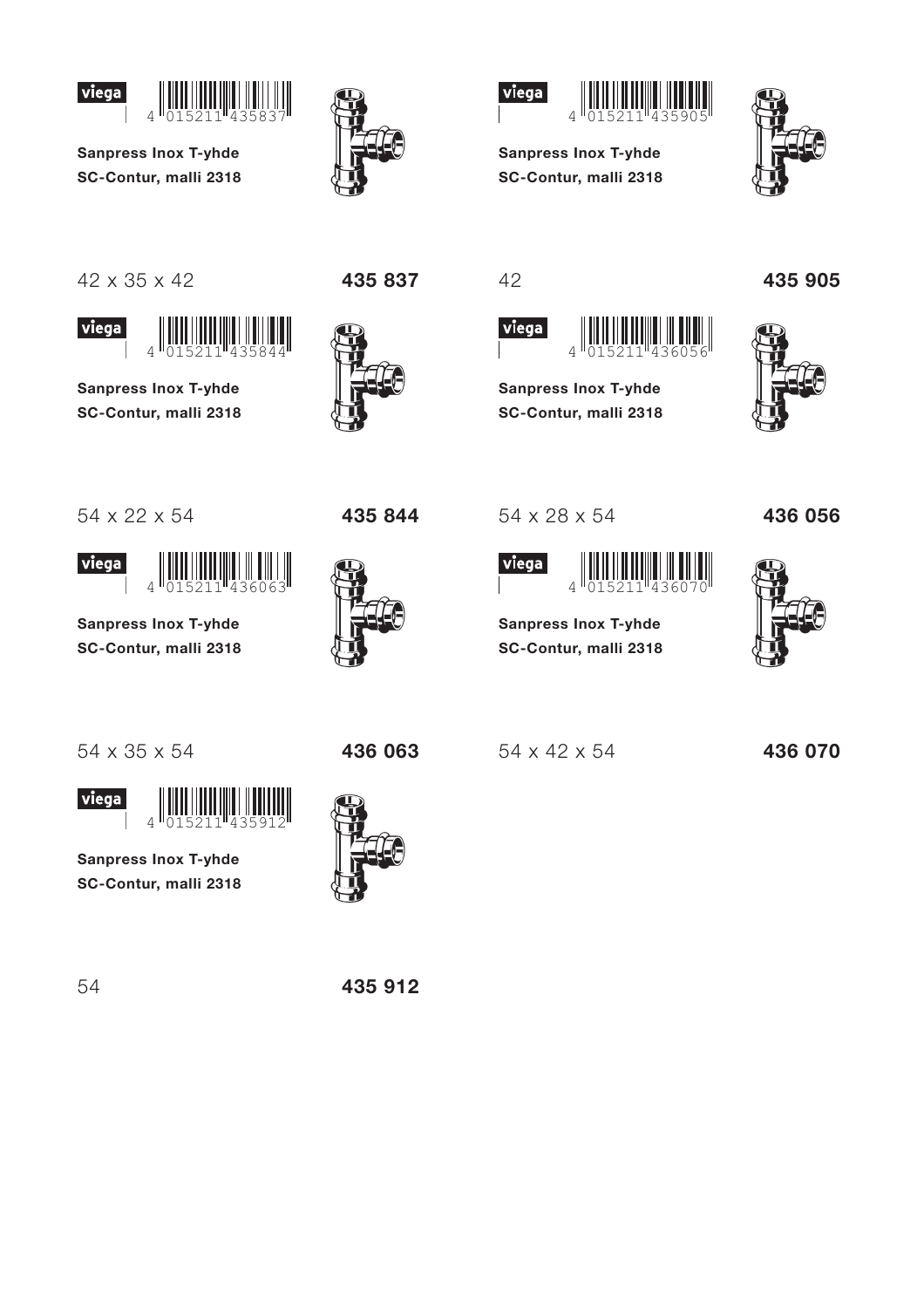viega

4 015211 435837

**Sanpress Inox T-yhde**
**SC-Contur, malli 2318**

42 x 35 x 42 **435 837**

viega

4 015211 435905

**Sanpress Inox T-yhde**
**SC-Contur, malli 2318**

42 **435 905**

viega

4 015211 435844

**Sanpress Inox T-yhde**
**SC-Contur, malli 2318**

54 x 22 x 54 **435 844**

viega

4 015211 436056

**Sanpress Inox T-yhde**
**SC-Contur, malli 2318**

54 x 28 x 54 **436 056**

viega

4 015211 436063

**Sanpress Inox T-yhde**
**SC-Contur, malli 2318**

54 x 35 x 54 **436 063**

viega

4 015211 436070

**Sanpress Inox T-yhde**
**SC-Contur, malli 2318**

54 x 42 x 54 **436 070**

viega

4 015211 435912

**Sanpress Inox T-yhde**
**SC-Contur, malli 2318**

54 **435 912**